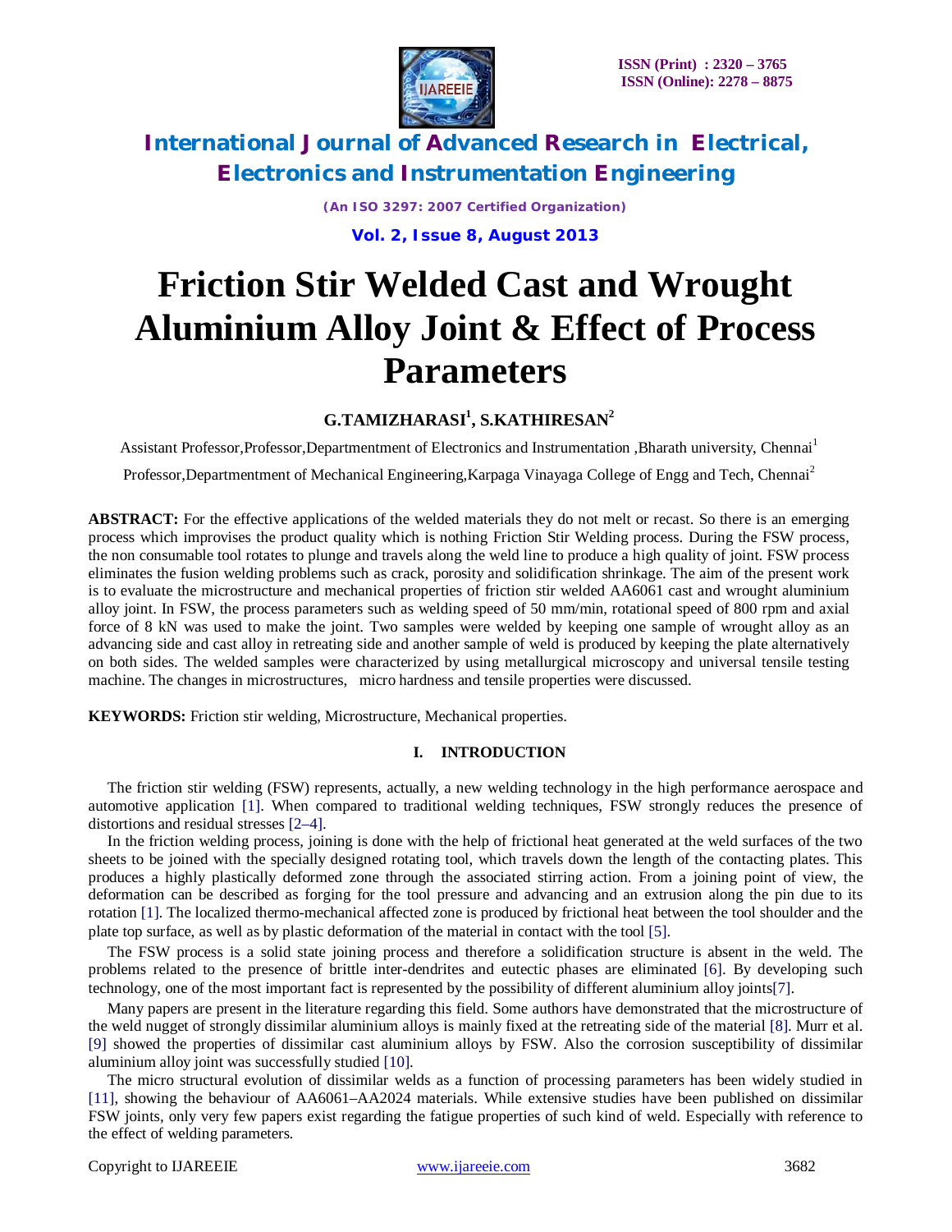# Friction Stir Welded Cast and Wrought Aluminium Alloy Joint & Effect of Process Parameters

**G.TAMIZHARASI[1], S.KATHIRESAN[2]**

Assistant Professor,Professor,Departmentment of Electronics and Instrumentation ,Bharath university, Chennai[1]

Professor,Departmentment of Mechanical Engineering,Karpaga Vinayaga College of Engg and Tech, Chennai[2]

**ABSTRACT:** For the effective applications of the welded materials they do not melt or recast. So there is an emerging process which improvises the product quality which is nothing Friction Stir Welding process. During the FSW process, the non consumable tool rotates to plunge and travels along the weld line to produce a high quality of joint. FSW process eliminates the fusion welding problems such as crack, porosity and solidification shrinkage. The aim of the present work is to evaluate the microstructure and mechanical properties of friction stir welded AA6061 cast and wrought aluminium alloy joint. In FSW, the process parameters such as welding speed of 50 mm/min, rotational speed of 800 rpm and axial force of 8 kN was used to make the joint. Two samples were welded by keeping one sample of wrought alloy as an advancing side and cast alloy in retreating side and another sample of weld is produced by keeping the plate alternatively on both sides. The welded samples were characterized by using metallurgical microscopy and universal tensile testing machine. The changes in microstructures, micro hardness and tensile properties were discussed.

**KEYWORDS:** Friction stir welding, Microstructure, Mechanical properties.

## I. INTRODUCTION

The friction stir welding (FSW) represents, actually, a new welding technology in the high performance aerospace and automotive application [1]. When compared to traditional welding techniques, FSW strongly reduces the presence of distortions and residual stresses [2–4].

In the friction welding process, joining is done with the help of frictional heat generated at the weld surfaces of the two sheets to be joined with the specially designed rotating tool, which travels down the length of the contacting plates. This produces a highly plastically deformed zone through the associated stirring action. From a joining point of view, the deformation can be described as forging for the tool pressure and advancing and an extrusion along the pin due to its rotation [1]. The localized thermo-mechanical affected zone is produced by frictional heat between the tool shoulder and the plate top surface, as well as by plastic deformation of the material in contact with the tool [5].

The FSW process is a solid state joining process and therefore a solidification structure is absent in the weld. The problems related to the presence of brittle inter-dendrites and eutectic phases are eliminated [6]. By developing such technology, one of the most important fact is represented by the possibility of different aluminium alloy joints[7].

Many papers are present in the literature regarding this field. Some authors have demonstrated that the microstructure of the weld nugget of strongly dissimilar aluminium alloys is mainly fixed at the retreating side of the material [8]. Murr et al. [9] showed the properties of dissimilar cast aluminium alloys by FSW. Also the corrosion susceptibility of dissimilar aluminium alloy joint was successfully studied [10].

The micro structural evolution of dissimilar welds as a function of processing parameters has been widely studied in [11], showing the behaviour of AA6061–AA2024 materials. While extensive studies have been published on dissimilar FSW joints, only very few papers exist regarding the fatigue properties of such kind of weld. Especially with reference to the effect of welding parameters.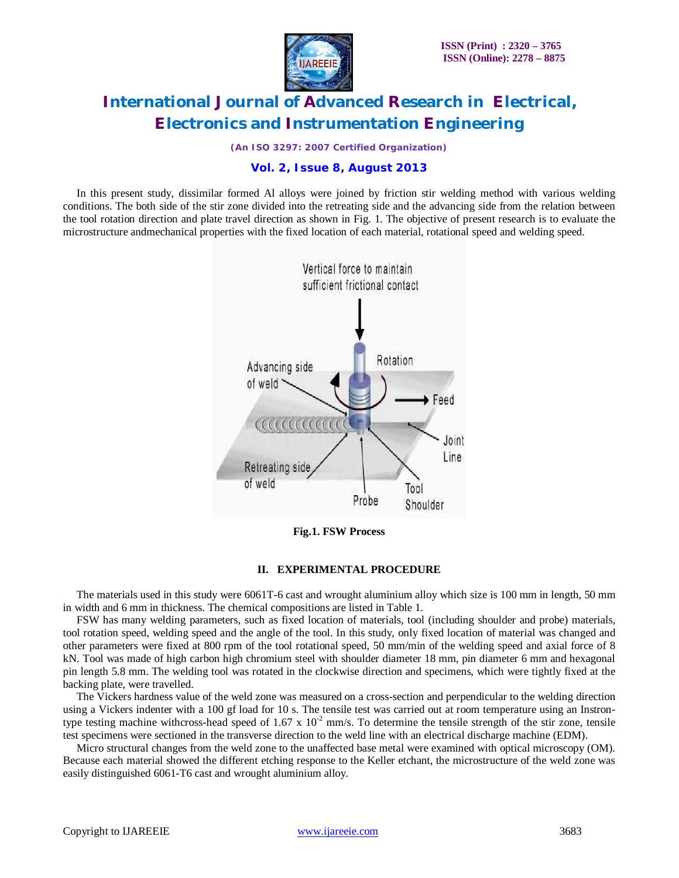In this present study, dissimilar formed Al alloys were joined by friction stir welding method with various welding conditions. The both side of the stir zone divided into the retreating side and the advancing side from the relation between the tool rotation direction and plate travel direction as shown in Fig. 1. The objective of present research is to evaluate the microstructure andmechanical properties with the fixed location of each material, rotational speed and welding speed.

**Fig.1. FSW Process**

## II. EXPERIMENTAL PROCEDURE

The materials used in this study were 6061T-6 cast and wrought aluminium alloy which size is 100 mm in length, 50 mm in width and 6 mm in thickness. The chemical compositions are listed in Table 1.

FSW has many welding parameters, such as fixed location of materials, tool (including shoulder and probe) materials, tool rotation speed, welding speed and the angle of the tool. In this study, only fixed location of material was changed and other parameters were fixed at 800 rpm of the tool rotational speed, 50 mm/min of the welding speed and axial force of 8 kN. Tool was made of high carbon high chromium steel with shoulder diameter 18 mm, pin diameter 6 mm and hexagonal pin length 5.8 mm. The welding tool was rotated in the clockwise direction and specimens, which were tightly fixed at the backing plate, were travelled.

The Vickers hardness value of the weld zone was measured on a cross-section and perpendicular to the welding direction using a Vickers indenter with a 100 gf load for 10 s. The tensile test was carried out at room temperature using an Instron-type testing machine withcross-head speed of 1.67 x $10^{-2}$ mm/s. To determine the tensile strength of the stir zone, tensile test specimens were sectioned in the transverse direction to the weld line with an electrical discharge machine (EDM).

Micro structural changes from the weld zone to the unaffected base metal were examined with optical microscopy (OM). Because each material showed the different etching response to the Keller etchant, the microstructure of the weld zone was easily distinguished 6061-T6 cast and wrought aluminium alloy.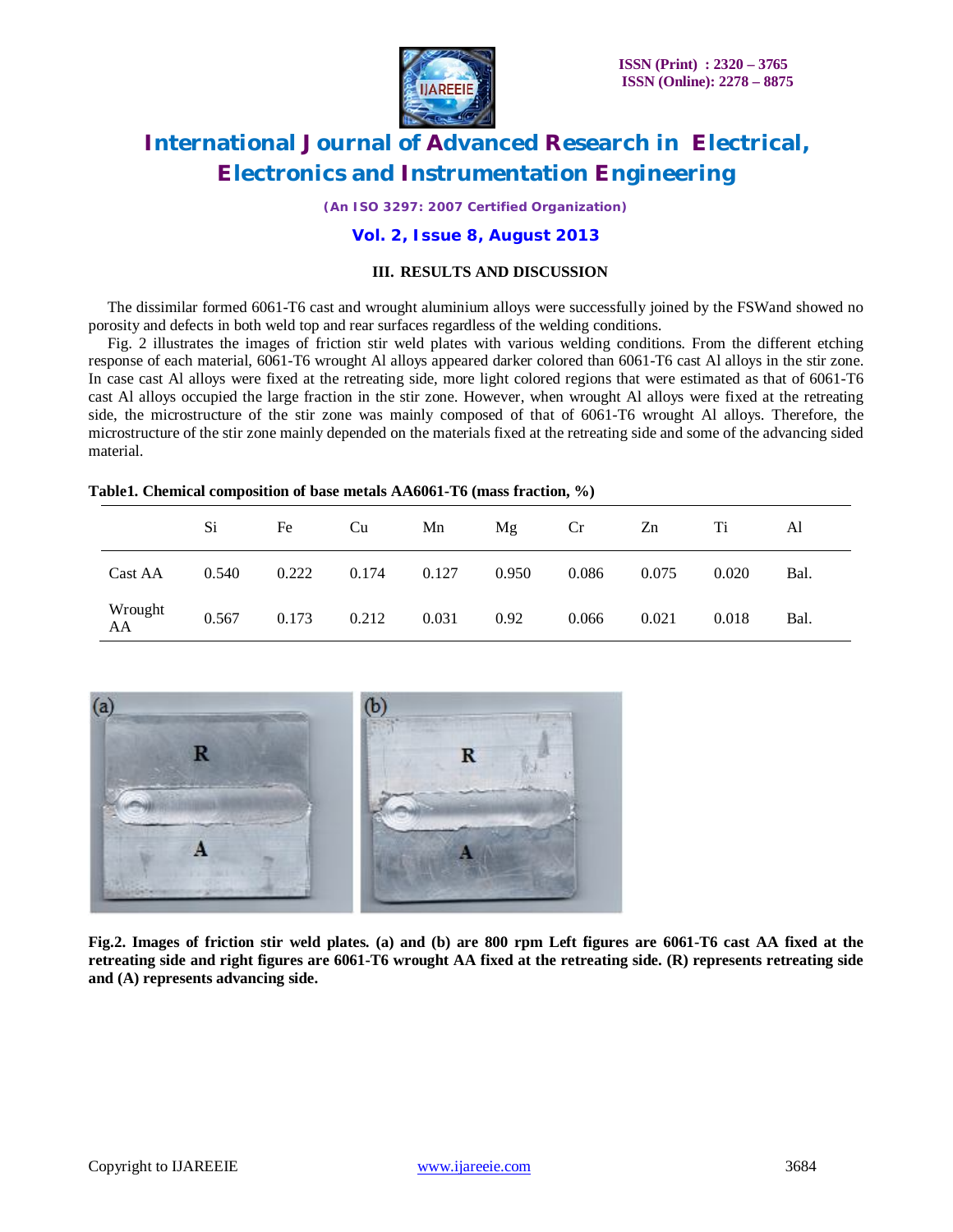### III. RESULTS AND DISCUSSION

The dissimilar formed 6061-T6 cast and wrought aluminium alloys were successfully joined by the FSWand showed no porosity and defects in both weld top and rear surfaces regardless of the welding conditions.

Fig. 2 illustrates the images of friction stir weld plates with various welding conditions. From the different etching response of each material, 6061-T6 wrought Al alloys appeared darker colored than 6061-T6 cast Al alloys in the stir zone. In case cast Al alloys were fixed at the retreating side, more light colored regions that were estimated as that of 6061-T6 cast Al alloys occupied the large fraction in the stir zone. However, when wrought Al alloys were fixed at the retreating side, the microstructure of the stir zone was mainly composed of that of 6061-T6 wrought Al alloys. Therefore, the microstructure of the stir zone mainly depended on the materials fixed at the retreating side and some of the advancing sided material.

**Table1. Chemical composition of base metals AA6061-T6 (mass fraction, %)**

| | Si | Fe | Cu | Mn | Mg | Cr | Zn | Ti | Al |
|---|---|---|---|---|---|---|---|---|---|
| Cast AA | 0.540 | 0.222 | 0.174 | 0.127 | 0.950 | 0.086 | 0.075 | 0.020 | Bal. |
| Wrought AA | 0.567 | 0.173 | 0.212 | 0.031 | 0.92 | 0.066 | 0.021 | 0.018 | Bal. |

**Fig.2. Images of friction stir weld plates. (a) and (b) are 800 rpm Left figures are 6061-T6 cast AA fixed at the retreating side and right figures are 6061-T6 wrought AA fixed at the retreating side. (R) represents retreating side and (A) represents advancing side.**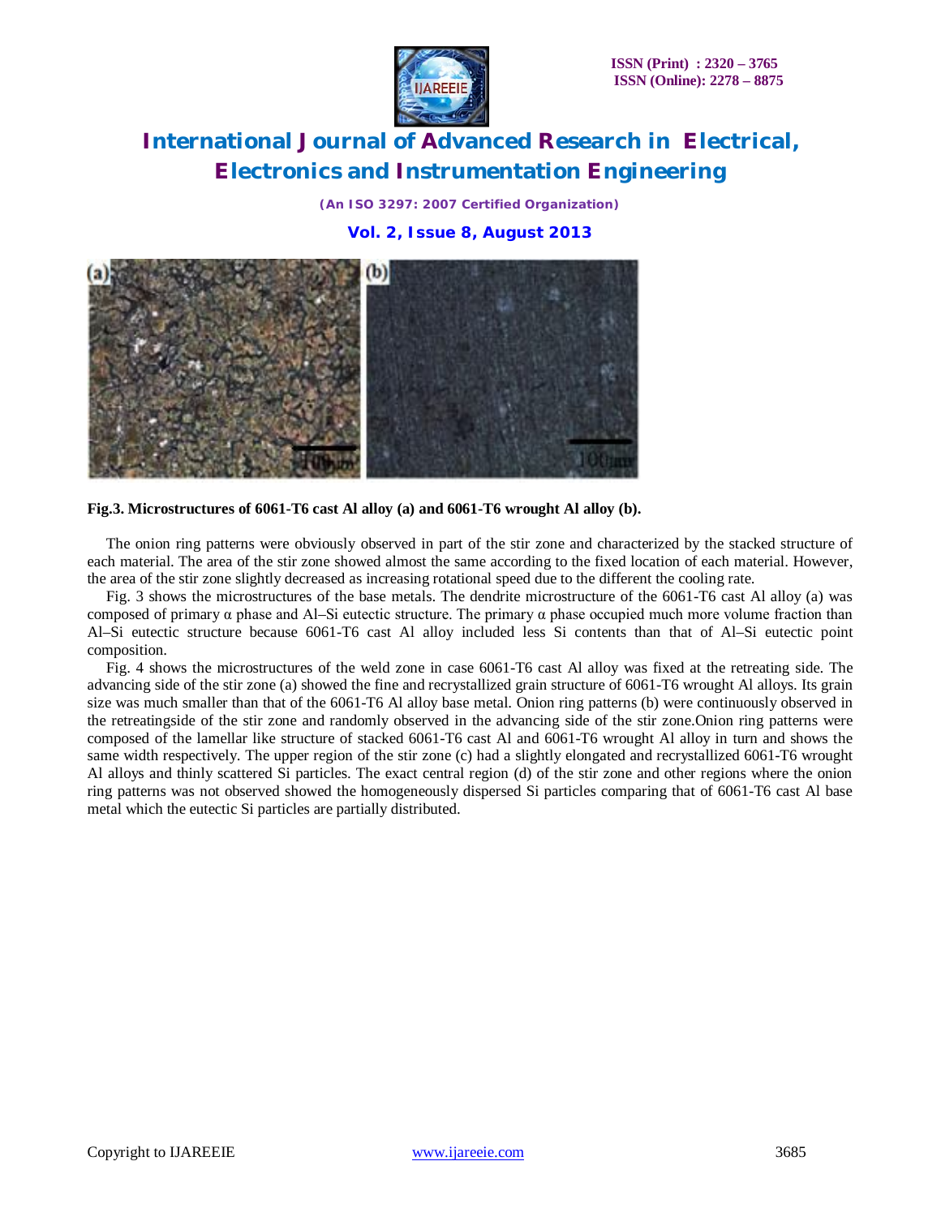**Fig.3. Microstructures of 6061-T6 cast Al alloy (a) and 6061-T6 wrought Al alloy (b).**

The onion ring patterns were obviously observed in part of the stir zone and characterized by the stacked structure of each material. The area of the stir zone showed almost the same according to the fixed location of each material. However, the area of the stir zone slightly decreased as increasing rotational speed due to the different the cooling rate.

Fig. 3 shows the microstructures of the base metals. The dendrite microstructure of the 6061-T6 cast Al alloy (a) was composed of primary α phase and Al–Si eutectic structure. The primary α phase occupied much more volume fraction than Al–Si eutectic structure because 6061-T6 cast Al alloy included less Si contents than that of Al–Si eutectic point composition.

Fig. 4 shows the microstructures of the weld zone in case 6061-T6 cast Al alloy was fixed at the retreating side. The advancing side of the stir zone (a) showed the fine and recrystallized grain structure of 6061-T6 wrought Al alloys. Its grain size was much smaller than that of the 6061-T6 Al alloy base metal. Onion ring patterns (b) were continuously observed in the retreatingside of the stir zone and randomly observed in the advancing side of the stir zone.Onion ring patterns were composed of the lamellar like structure of stacked 6061-T6 cast Al and 6061-T6 wrought Al alloy in turn and shows the same width respectively. The upper region of the stir zone (c) had a slightly elongated and recrystallized 6061-T6 wrought Al alloys and thinly scattered Si particles. The exact central region (d) of the stir zone and other regions where the onion ring patterns was not observed showed the homogeneously dispersed Si particles comparing that of 6061-T6 cast Al base metal which the eutectic Si particles are partially distributed.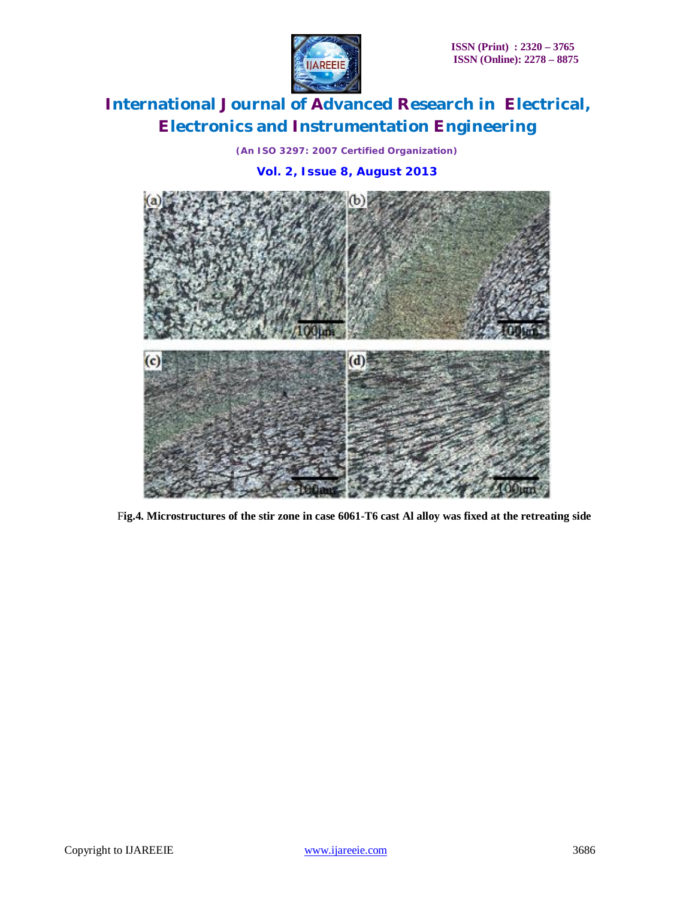Fig.4. Microstructures of the stir zone in case 6061-T6 cast Al alloy was fixed at the retreating side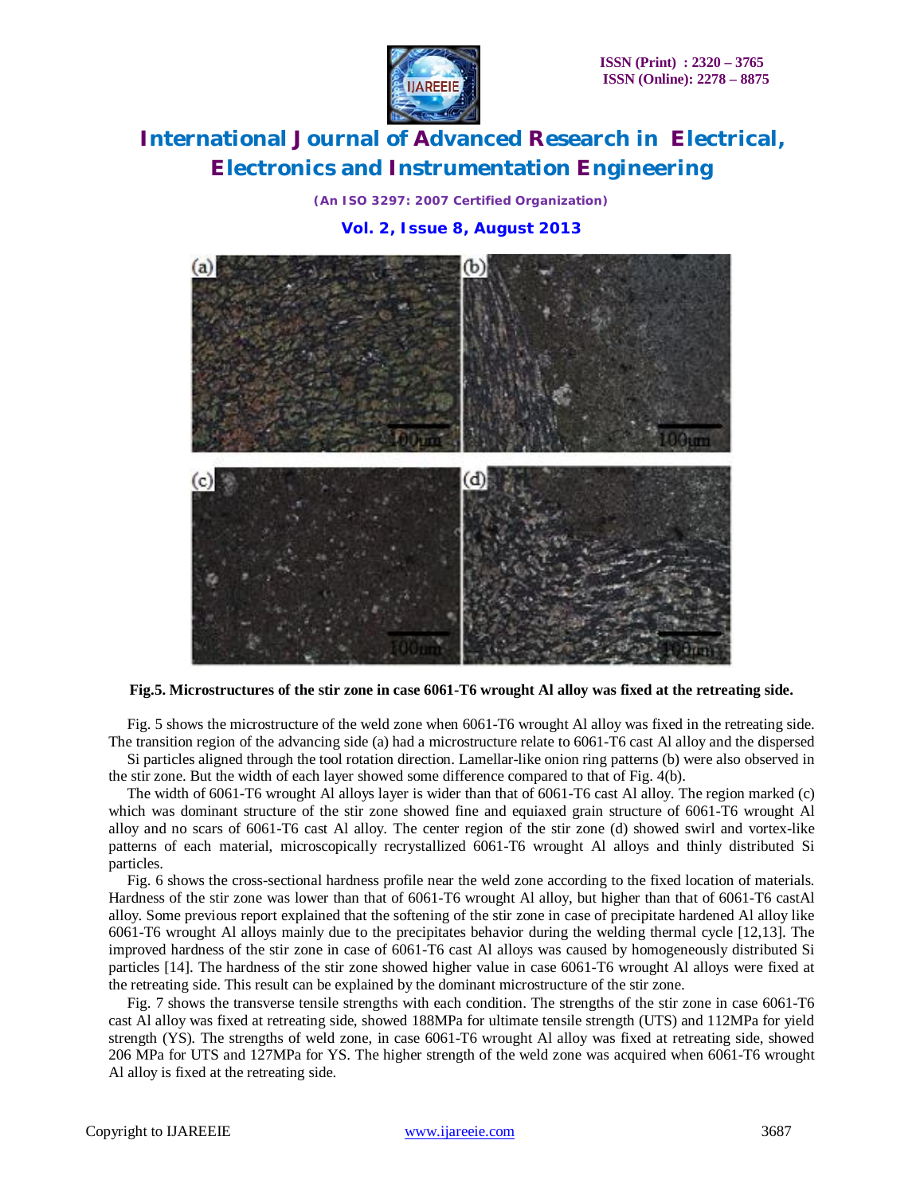**Fig.5. Microstructures of the stir zone in case 6061-T6 wrought Al alloy was fixed at the retreating side.**

Fig. 5 shows the microstructure of the weld zone when 6061-T6 wrought Al alloy was fixed in the retreating side. The transition region of the advancing side (a) had a microstructure relate to 6061-T6 cast Al alloy and the dispersed Si particles aligned through the tool rotation direction. Lamellar-like onion ring patterns (b) were also observed in the stir zone. But the width of each layer showed some difference compared to that of Fig. 4(b).

The width of 6061-T6 wrought Al alloys layer is wider than that of 6061-T6 cast Al alloy. The region marked (c) which was dominant structure of the stir zone showed fine and equiaxed grain structure of 6061-T6 wrought Al alloy and no scars of 6061-T6 cast Al alloy. The center region of the stir zone (d) showed swirl and vortex-like patterns of each material, microscopically recrystallized 6061-T6 wrought Al alloys and thinly distributed Si particles.

Fig. 6 shows the cross-sectional hardness profile near the weld zone according to the fixed location of materials. Hardness of the stir zone was lower than that of 6061-T6 wrought Al alloy, but higher than that of 6061-T6 castAl alloy. Some previous report explained that the softening of the stir zone in case of precipitate hardened Al alloy like 6061-T6 wrought Al alloys mainly due to the precipitates behavior during the welding thermal cycle [12,13]. The improved hardness of the stir zone in case of 6061-T6 cast Al alloys was caused by homogeneously distributed Si particles [14]. The hardness of the stir zone showed higher value in case 6061-T6 wrought Al alloys were fixed at the retreating side. This result can be explained by the dominant microstructure of the stir zone.

Fig. 7 shows the transverse tensile strengths with each condition. The strengths of the stir zone in case 6061-T6 cast Al alloy was fixed at retreating side, showed 188MPa for ultimate tensile strength (UTS) and 112MPa for yield strength (YS). The strengths of weld zone, in case 6061-T6 wrought Al alloy was fixed at retreating side, showed 206 MPa for UTS and 127MPa for YS. The higher strength of the weld zone was acquired when 6061-T6 wrought Al alloy is fixed at the retreating side.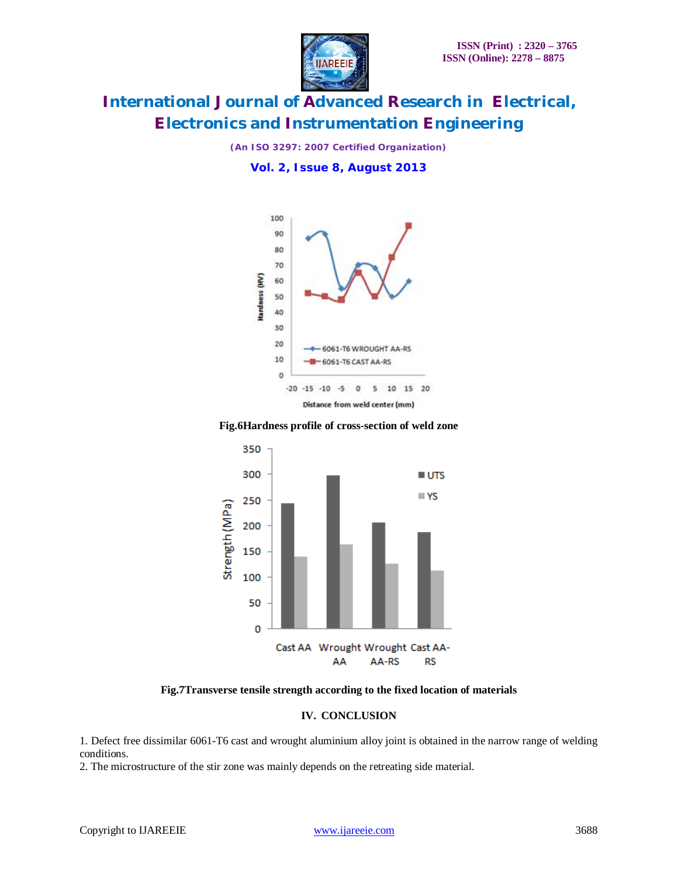Fig.6Hardness profile of cross-section of weld zone

Fig.7Transverse tensile strength according to the fixed location of materials

## IV. CONCLUSION

1. Defect free dissimilar 6061-T6 cast and wrought aluminium alloy joint is obtained in the narrow range of welding conditions.
2. The microstructure of the stir zone was mainly depends on the retreating side material.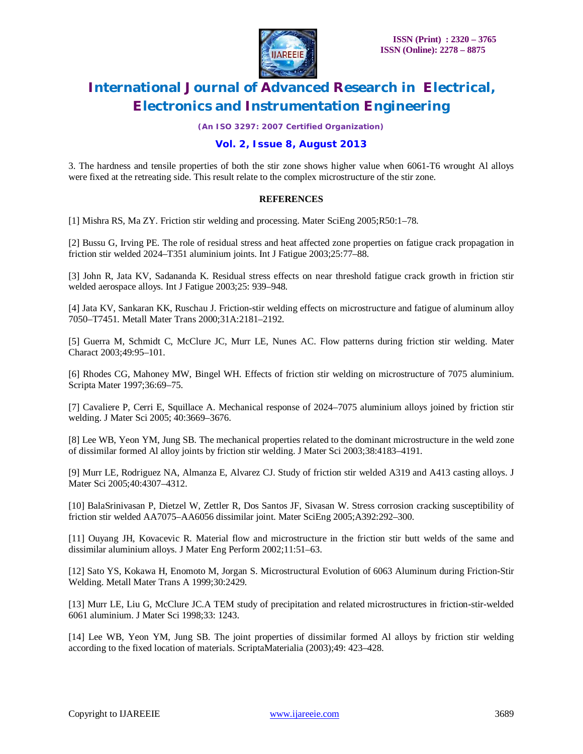3. The hardness and tensile properties of both the stir zone shows higher value when 6061-T6 wrought Al alloys were fixed at the retreating side. This result relate to the complex microstructure of the stir zone.

## REFERENCES

[1] Mishra RS, Ma ZY. Friction stir welding and processing. Mater SciEng 2005;R50:1–78.

[2] Bussu G, Irving PE. The role of residual stress and heat affected zone properties on fatigue crack propagation in friction stir welded 2024–T351 aluminium joints. Int J Fatigue 2003;25:77–88.

[3] John R, Jata KV, Sadananda K. Residual stress effects on near threshold fatigue crack growth in friction stir welded aerospace alloys. Int J Fatigue 2003;25: 939–948.

[4] Jata KV, Sankaran KK, Ruschau J. Friction-stir welding effects on microstructure and fatigue of aluminum alloy 7050–T7451. Metall Mater Trans 2000;31A:2181–2192.

[5] Guerra M, Schmidt C, McClure JC, Murr LE, Nunes AC. Flow patterns during friction stir welding. Mater Charact 2003;49:95–101.

[6] Rhodes CG, Mahoney MW, Bingel WH. Effects of friction stir welding on microstructure of 7075 aluminium. Scripta Mater 1997;36:69–75.

[7] Cavaliere P, Cerri E, Squillace A. Mechanical response of 2024–7075 aluminium alloys joined by friction stir welding. J Mater Sci 2005; 40:3669–3676.

[8] Lee WB, Yeon YM, Jung SB. The mechanical properties related to the dominant microstructure in the weld zone of dissimilar formed Al alloy joints by friction stir welding. J Mater Sci 2003;38:4183–4191.

[9] Murr LE, Rodriguez NA, Almanza E, Alvarez CJ. Study of friction stir welded A319 and A413 casting alloys. J Mater Sci 2005;40:4307–4312.

[10] BalaSrinivasan P, Dietzel W, Zettler R, Dos Santos JF, Sivasan W. Stress corrosion cracking susceptibility of friction stir welded AA7075–AA6056 dissimilar joint. Mater SciEng 2005;A392:292–300.

[11] Ouyang JH, Kovacevic R. Material flow and microstructure in the friction stir butt welds of the same and dissimilar aluminium alloys. J Mater Eng Perform 2002;11:51–63.

[12] Sato YS, Kokawa H, Enomoto M, Jorgan S. Microstructural Evolution of 6063 Aluminum during Friction-Stir Welding. Metall Mater Trans A 1999;30:2429.

[13] Murr LE, Liu G, McClure JC.A TEM study of precipitation and related microstructures in friction-stir-welded 6061 aluminium. J Mater Sci 1998;33: 1243.

[14] Lee WB, Yeon YM, Jung SB. The joint properties of dissimilar formed Al alloys by friction stir welding according to the fixed location of materials. ScriptaMaterialia (2003);49: 423–428.